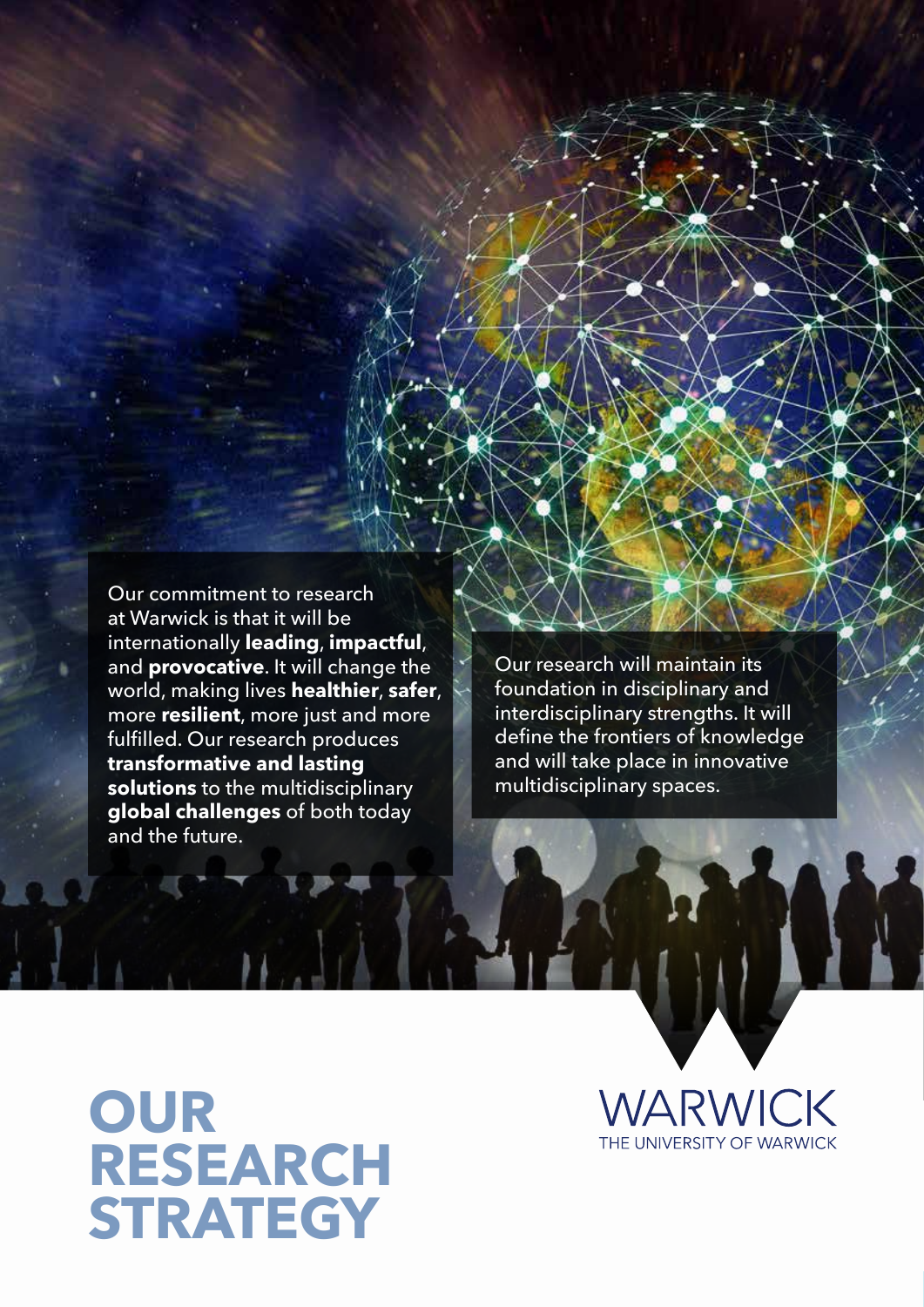Our commitment to research at Warwick is that it will be internationally **leading**, **impactful**, and **provocative**. It will change the world, making lives **healthier**, **safer**, more **resilient**, more just and more fulfilled. Our research produces **transformative and lasting solutions** to the multidisciplinary **global challenges** of both today and the future.

Our research will maintain its foundation in disciplinary and interdisciplinary strengths. It will define the frontiers of knowledge and will take place in innovative multidisciplinary spaces.

# OUR RESEARCH STRATEGY

WARWICK
THE UNIVERSITY OF WARWICK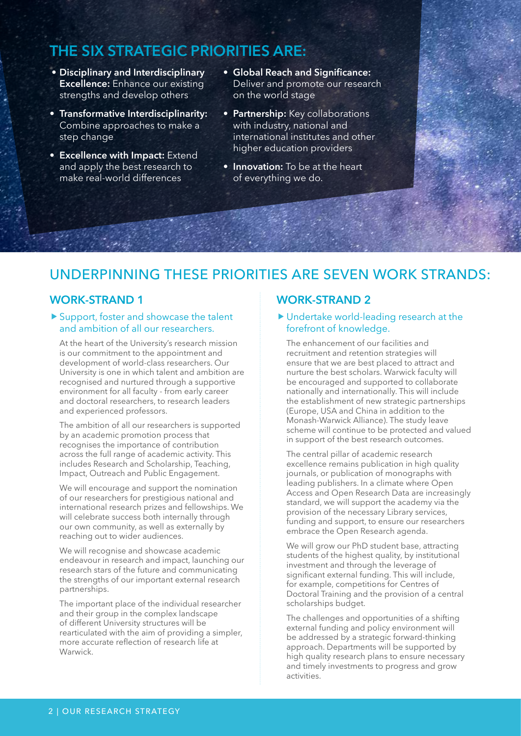## THE SIX STRATEGIC PRIORITIES ARE:

- **Disciplinary and Interdisciplinary Excellence:** Enhance our existing strengths and develop others
- **Transformative Interdisciplinarity:** Combine approaches to make a step change
- **Excellence with Impact:** Extend and apply the best research to make real-world differences
- **Global Reach and Significance:** Deliver and promote our research on the world stage
- **Partnership:** Key collaborations with industry, national and international institutes and other higher education providers
- **Innovation:** To be at the heart of everything we do.

## UNDERPINNING THESE PRIORITIES ARE SEVEN WORK STRANDS:

### WORK-STRAND 1

▶ Support, foster and showcase the talent and ambition of all our researchers.

At the heart of the University's research mission is our commitment to the appointment and development of world-class researchers. Our University is one in which talent and ambition are recognised and nurtured through a supportive environment for all faculty - from early career and doctoral researchers, to research leaders and experienced professors.

The ambition of all our researchers is supported by an academic promotion process that recognises the importance of contribution across the full range of academic activity. This includes Research and Scholarship, Teaching, Impact, Outreach and Public Engagement.

We will encourage and support the nomination of our researchers for prestigious national and international research prizes and fellowships. We will celebrate success both internally through our own community, as well as externally by reaching out to wider audiences.

We will recognise and showcase academic endeavour in research and impact, launching our research stars of the future and communicating the strengths of our important external research partnerships.

The important place of the individual researcher and their group in the complex landscape of different University structures will be rearticulated with the aim of providing a simpler, more accurate reflection of research life at Warwick.

### WORK-STRAND 2

▶ Undertake world-leading research at the forefront of knowledge.

The enhancement of our facilities and recruitment and retention strategies will ensure that we are best placed to attract and nurture the best scholars. Warwick faculty will be encouraged and supported to collaborate nationally and internationally. This will include the establishment of new strategic partnerships (Europe, USA and China in addition to the Monash-Warwick Alliance). The study leave scheme will continue to be protected and valued in support of the best research outcomes.

The central pillar of academic research excellence remains publication in high quality journals, or publication of monographs with leading publishers. In a climate where Open Access and Open Research Data are increasingly standard, we will support the academy via the provision of the necessary Library services, funding and support, to ensure our researchers embrace the Open Research agenda.

We will grow our PhD student base, attracting students of the highest quality, by institutional investment and through the leverage of significant external funding. This will include, for example, competitions for Centres of Doctoral Training and the provision of a central scholarships budget.

The challenges and opportunities of a shifting external funding and policy environment will be addressed by a strategic forward-thinking approach. Departments will be supported by high quality research plans to ensure necessary and timely investments to progress and grow activities.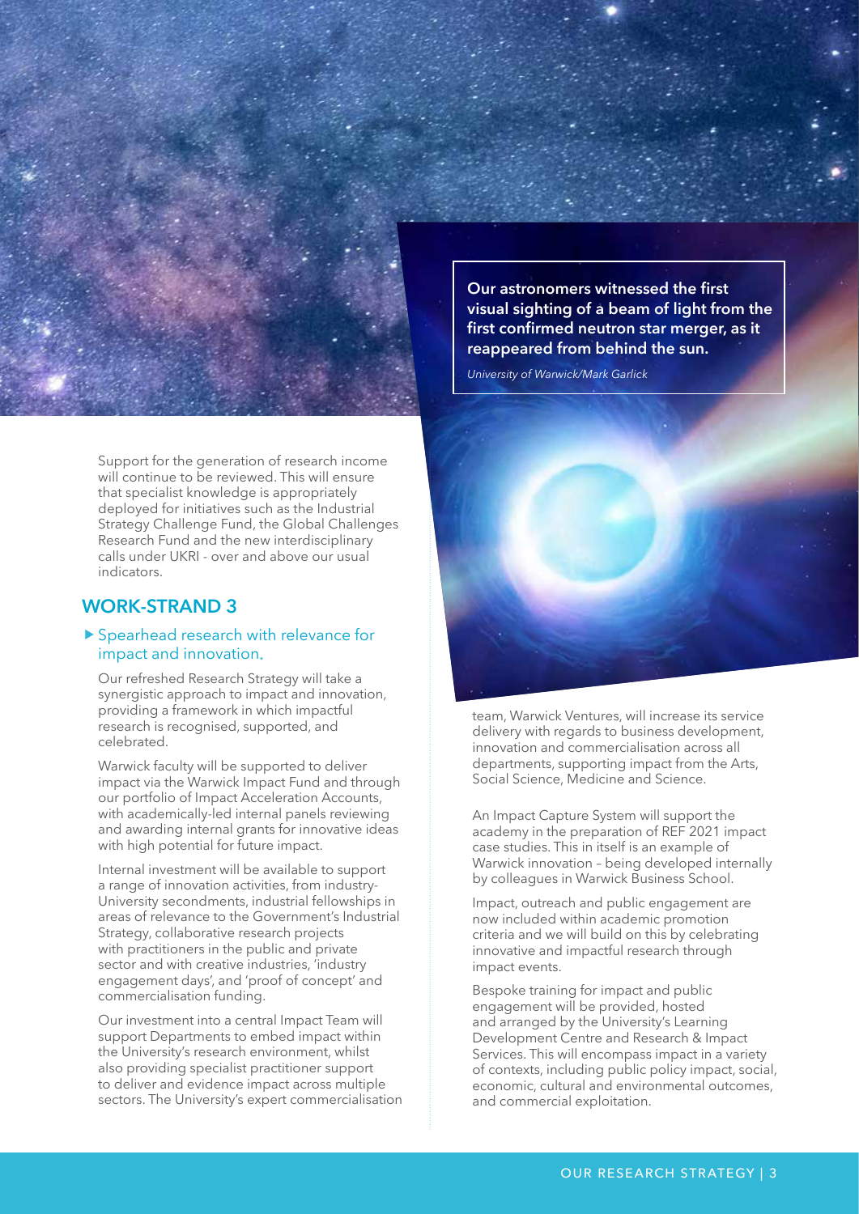**Our astronomers witnessed the first visual sighting of a beam of light from the first confirmed neutron star merger, as it reappeared from behind the sun.**

*University of Warwick/Mark Garlick*

Support for the generation of research income will continue to be reviewed. This will ensure that specialist knowledge is appropriately deployed for initiatives such as the Industrial Strategy Challenge Fund, the Global Challenges Research Fund and the new interdisciplinary calls under UKRI - over and above our usual indicators.

## WORK-STRAND 3

### ▶ Spearhead research with relevance for impact and innovation.

Our refreshed Research Strategy will take a synergistic approach to impact and innovation, providing a framework in which impactful research is recognised, supported, and celebrated.

Warwick faculty will be supported to deliver impact via the Warwick Impact Fund and through our portfolio of Impact Acceleration Accounts, with academically-led internal panels reviewing and awarding internal grants for innovative ideas with high potential for future impact.

Internal investment will be available to support a range of innovation activities, from industry-University secondments, industrial fellowships in areas of relevance to the Government's Industrial Strategy, collaborative research projects with practitioners in the public and private sector and with creative industries, 'industry engagement days', and 'proof of concept' and commercialisation funding.

Our investment into a central Impact Team will support Departments to embed impact within the University's research environment, whilst also providing specialist practitioner support to deliver and evidence impact across multiple sectors. The University's expert commercialisation team, Warwick Ventures, will increase its service delivery with regards to business development, innovation and commercialisation across all departments, supporting impact from the Arts, Social Science, Medicine and Science.

An Impact Capture System will support the academy in the preparation of REF 2021 impact case studies. This in itself is an example of Warwick innovation – being developed internally by colleagues in Warwick Business School.

Impact, outreach and public engagement are now included within academic promotion criteria and we will build on this by celebrating innovative and impactful research through impact events.

Bespoke training for impact and public engagement will be provided, hosted and arranged by the University's Learning Development Centre and Research & Impact Services. This will encompass impact in a variety of contexts, including public policy impact, social, economic, cultural and environmental outcomes, and commercial exploitation.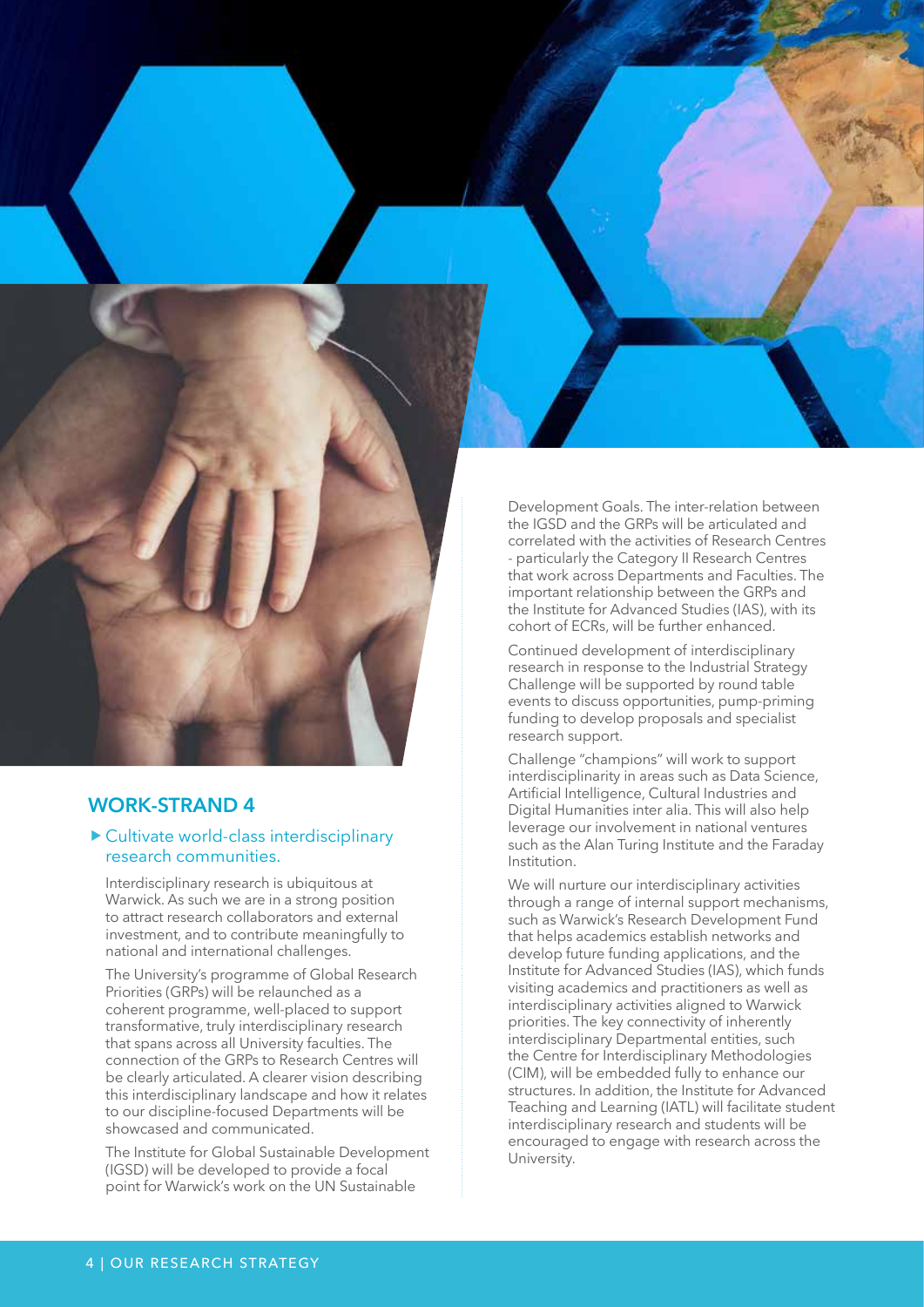## WORK-STRAND 4

▶ Cultivate world-class interdisciplinary research communities.

Interdisciplinary research is ubiquitous at Warwick. As such we are in a strong position to attract research collaborators and external investment, and to contribute meaningfully to national and international challenges.

The University's programme of Global Research Priorities (GRPs) will be relaunched as a coherent programme, well-placed to support transformative, truly interdisciplinary research that spans across all University faculties. The connection of the GRPs to Research Centres will be clearly articulated. A clearer vision describing this interdisciplinary landscape and how it relates to our discipline-focused Departments will be showcased and communicated.

The Institute for Global Sustainable Development (IGSD) will be developed to provide a focal point for Warwick's work on the UN Sustainable Development Goals. The inter-relation between the IGSD and the GRPs will be articulated and correlated with the activities of Research Centres - particularly the Category II Research Centres that work across Departments and Faculties. The important relationship between the GRPs and the Institute for Advanced Studies (IAS), with its cohort of ECRs, will be further enhanced.

Continued development of interdisciplinary research in response to the Industrial Strategy Challenge will be supported by round table events to discuss opportunities, pump-priming funding to develop proposals and specialist research support.

Challenge "champions" will work to support interdisciplinarity in areas such as Data Science, Artificial Intelligence, Cultural Industries and Digital Humanities inter alia. This will also help leverage our involvement in national ventures such as the Alan Turing Institute and the Faraday Institution.

We will nurture our interdisciplinary activities through a range of internal support mechanisms, such as Warwick's Research Development Fund that helps academics establish networks and develop future funding applications, and the Institute for Advanced Studies (IAS), which funds visiting academics and practitioners as well as interdisciplinary activities aligned to Warwick priorities. The key connectivity of inherently interdisciplinary Departmental entities, such the Centre for Interdisciplinary Methodologies (CIM), will be embedded fully to enhance our structures. In addition, the Institute for Advanced Teaching and Learning (IATL) will facilitate student interdisciplinary research and students will be encouraged to engage with research across the University.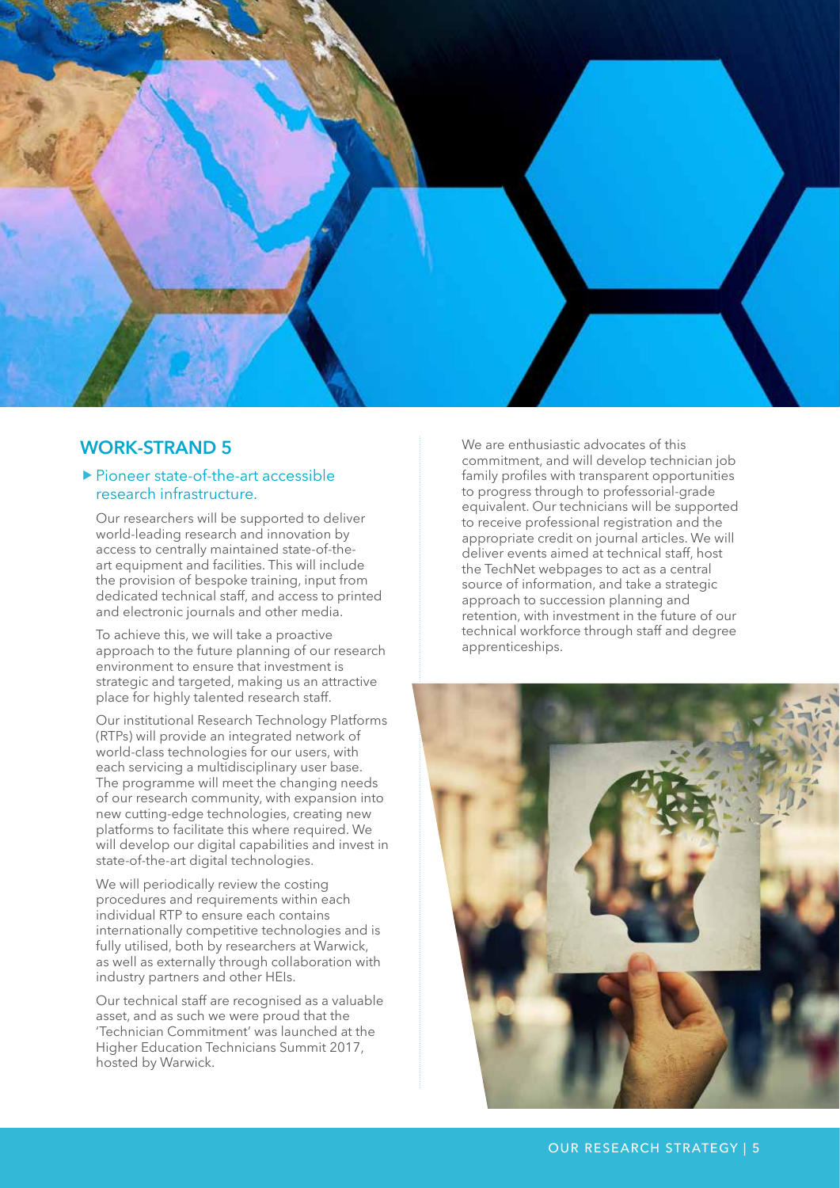## WORK-STRAND 5

▶ Pioneer state-of-the-art accessible research infrastructure.

Our researchers will be supported to deliver world-leading research and innovation by access to centrally maintained state-of-the-art equipment and facilities. This will include the provision of bespoke training, input from dedicated technical staff, and access to printed and electronic journals and other media.

To achieve this, we will take a proactive approach to the future planning of our research environment to ensure that investment is strategic and targeted, making us an attractive place for highly talented research staff.

Our institutional Research Technology Platforms (RTPs) will provide an integrated network of world-class technologies for our users, with each servicing a multidisciplinary user base. The programme will meet the changing needs of our research community, with expansion into new cutting-edge technologies, creating new platforms to facilitate this where required. We will develop our digital capabilities and invest in state-of-the-art digital technologies.

We will periodically review the costing procedures and requirements within each individual RTP to ensure each contains internationally competitive technologies and is fully utilised, both by researchers at Warwick, as well as externally through collaboration with industry partners and other HEIs.

Our technical staff are recognised as a valuable asset, and as such we were proud that the 'Technician Commitment' was launched at the Higher Education Technicians Summit 2017, hosted by Warwick.

We are enthusiastic advocates of this commitment, and will develop technician job family profiles with transparent opportunities to progress through to professorial-grade equivalent. Our technicians will be supported to receive professional registration and the appropriate credit on journal articles. We will deliver events aimed at technical staff, host the TechNet webpages to act as a central source of information, and take a strategic approach to succession planning and retention, with investment in the future of our technical workforce through staff and degree apprenticeships.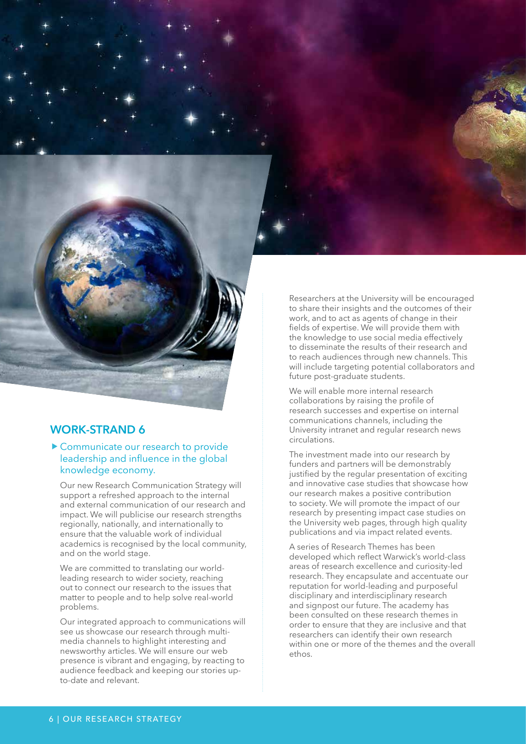## WORK-STRAND 6

▶ Communicate our research to provide leadership and influence in the global knowledge economy.

Our new Research Communication Strategy will support a refreshed approach to the internal and external communication of our research and impact. We will publicise our research strengths regionally, nationally, and internationally to ensure that the valuable work of individual academics is recognised by the local community, and on the world stage.

We are committed to translating our world-leading research to wider society, reaching out to connect our research to the issues that matter to people and to help solve real-world problems.

Our integrated approach to communications will see us showcase our research through multi-media channels to highlight interesting and newsworthy articles. We will ensure our web presence is vibrant and engaging, by reacting to audience feedback and keeping our stories up-to-date and relevant.

Researchers at the University will be encouraged to share their insights and the outcomes of their work, and to act as agents of change in their fields of expertise. We will provide them with the knowledge to use social media effectively to disseminate the results of their research and to reach audiences through new channels. This will include targeting potential collaborators and future post-graduate students.

We will enable more internal research collaborations by raising the profile of research successes and expertise on internal communications channels, including the University intranet and regular research news circulations.

The investment made into our research by funders and partners will be demonstrably justified by the regular presentation of exciting and innovative case studies that showcase how our research makes a positive contribution to society. We will promote the impact of our research by presenting impact case studies on the University web pages, through high quality publications and via impact related events.

A series of Research Themes has been developed which reflect Warwick's world-class areas of research excellence and curiosity-led research. They encapsulate and accentuate our reputation for world-leading and purposeful disciplinary and interdisciplinary research and signpost our future. The academy has been consulted on these research themes in order to ensure that they are inclusive and that researchers can identify their own research within one or more of the themes and the overall ethos.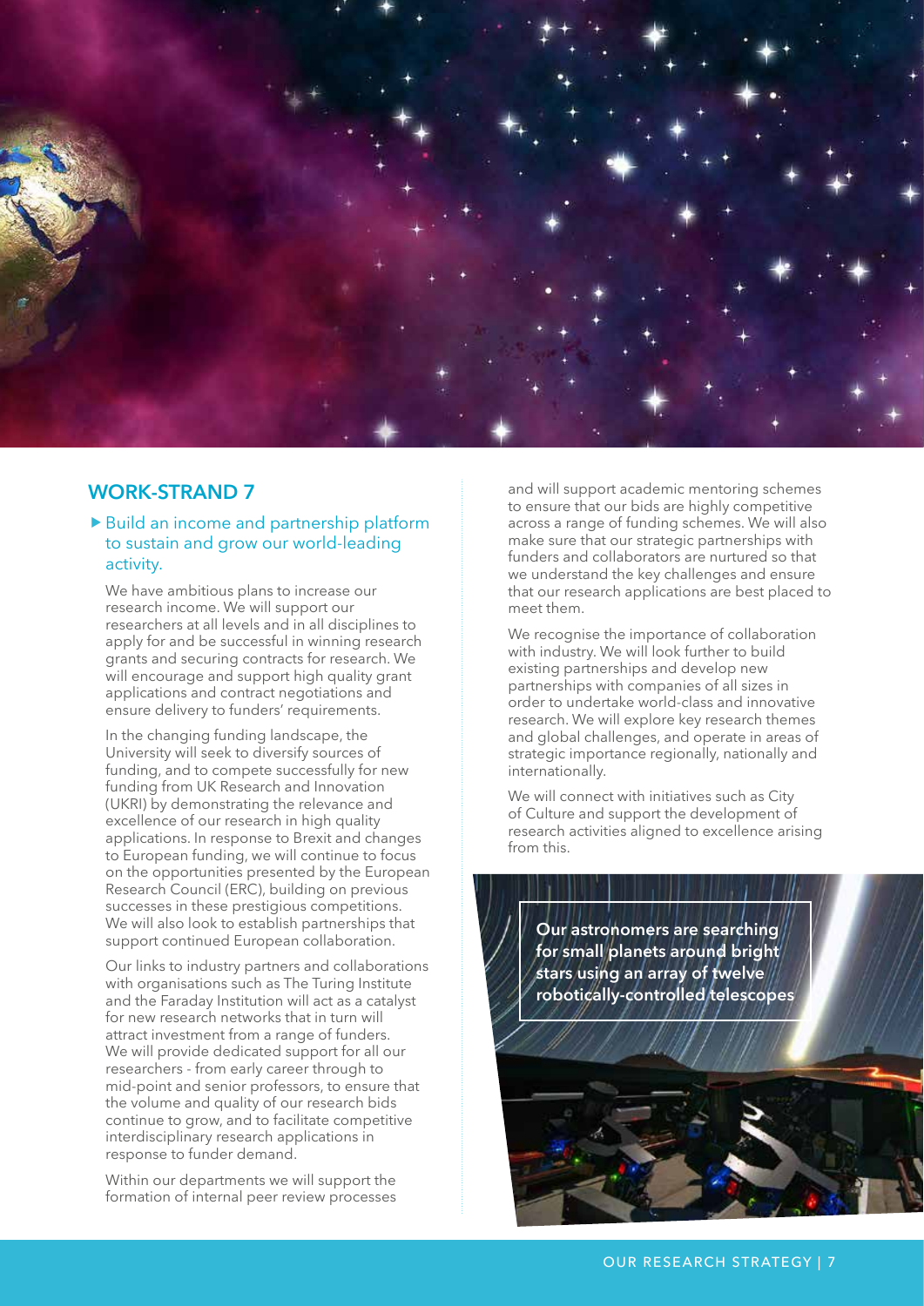## WORK-STRAND 7

▶ Build an income and partnership platform to sustain and grow our world-leading activity.

We have ambitious plans to increase our research income. We will support our researchers at all levels and in all disciplines to apply for and be successful in winning research grants and securing contracts for research. We will encourage and support high quality grant applications and contract negotiations and ensure delivery to funders' requirements.

In the changing funding landscape, the University will seek to diversify sources of funding, and to compete successfully for new funding from UK Research and Innovation (UKRI) by demonstrating the relevance and excellence of our research in high quality applications. In response to Brexit and changes to European funding, we will continue to focus on the opportunities presented by the European Research Council (ERC), building on previous successes in these prestigious competitions. We will also look to establish partnerships that support continued European collaboration.

Our links to industry partners and collaborations with organisations such as The Turing Institute and the Faraday Institution will act as a catalyst for new research networks that in turn will attract investment from a range of funders. We will provide dedicated support for all our researchers - from early career through to mid-point and senior professors, to ensure that the volume and quality of our research bids continue to grow, and to facilitate competitive interdisciplinary research applications in response to funder demand.

Within our departments we will support the formation of internal peer review processes and will support academic mentoring schemes to ensure that our bids are highly competitive across a range of funding schemes. We will also make sure that our strategic partnerships with funders and collaborators are nurtured so that we understand the key challenges and ensure that our research applications are best placed to meet them.

We recognise the importance of collaboration with industry. We will look further to build existing partnerships and develop new partnerships with companies of all sizes in order to undertake world-class and innovative research. We will explore key research themes and global challenges, and operate in areas of strategic importance regionally, nationally and internationally.

We will connect with initiatives such as City of Culture and support the development of research activities aligned to excellence arising from this.

**Our astronomers are searching for small planets around bright stars using an array of twelve robotically-controlled telescopes**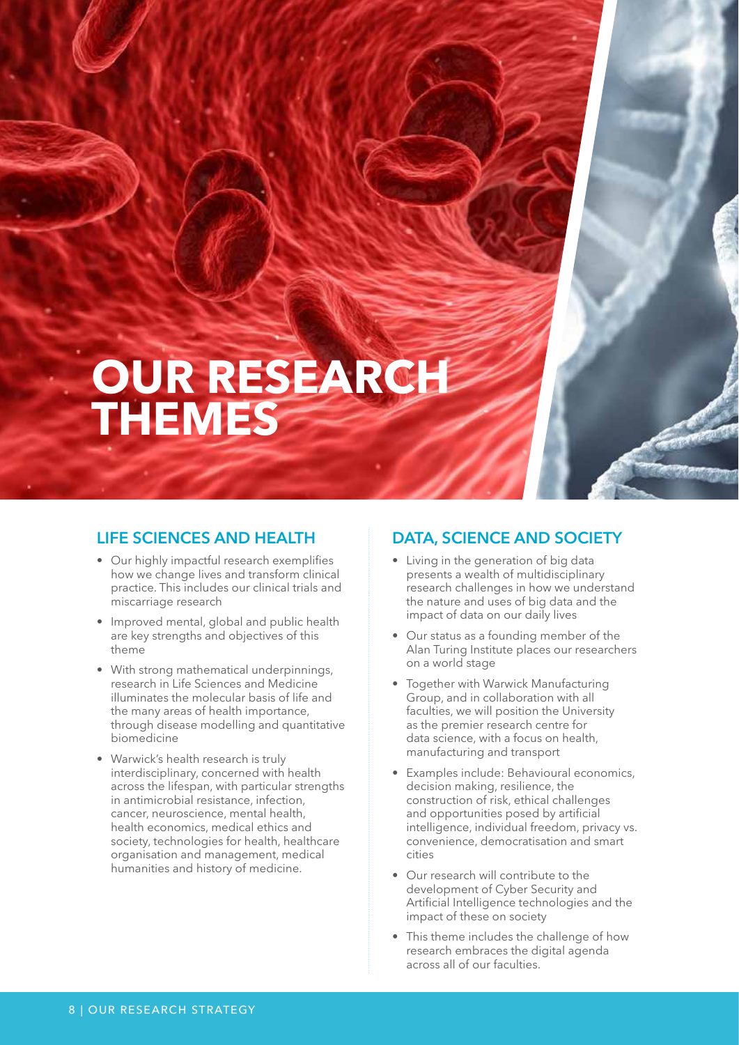# OUR RESEARCH THEMES

## LIFE SCIENCES AND HEALTH

- Our highly impactful research exemplifies how we change lives and transform clinical practice. This includes our clinical trials and miscarriage research
- Improved mental, global and public health are key strengths and objectives of this theme
- With strong mathematical underpinnings, research in Life Sciences and Medicine illuminates the molecular basis of life and the many areas of health importance, through disease modelling and quantitative biomedicine
- Warwick's health research is truly interdisciplinary, concerned with health across the lifespan, with particular strengths in antimicrobial resistance, infection, cancer, neuroscience, mental health, health economics, medical ethics and society, technologies for health, healthcare organisation and management, medical humanities and history of medicine.

## DATA, SCIENCE AND SOCIETY

- Living in the generation of big data presents a wealth of multidisciplinary research challenges in how we understand the nature and uses of big data and the impact of data on our daily lives
- Our status as a founding member of the Alan Turing Institute places our researchers on a world stage
- Together with Warwick Manufacturing Group, and in collaboration with all faculties, we will position the University as the premier research centre for data science, with a focus on health, manufacturing and transport
- Examples include: Behavioural economics, decision making, resilience, the construction of risk, ethical challenges and opportunities posed by artificial intelligence, individual freedom, privacy vs. convenience, democratisation and smart cities
- Our research will contribute to the development of Cyber Security and Artificial Intelligence technologies and the impact of these on society
- This theme includes the challenge of how research embraces the digital agenda across all of our faculties.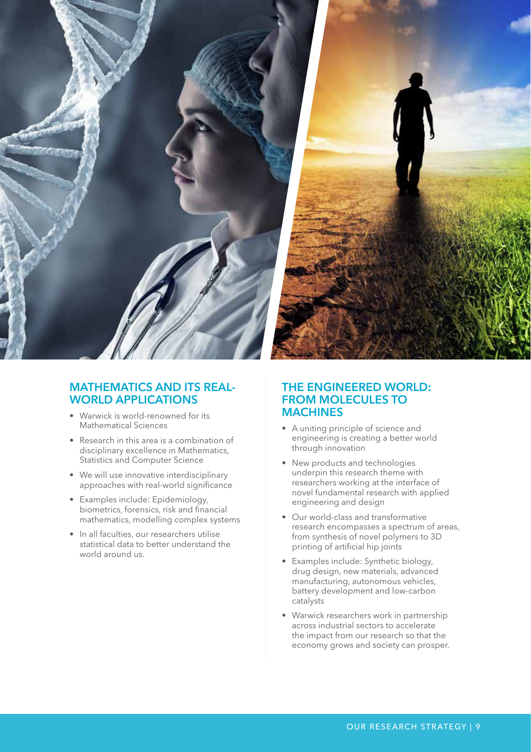## MATHEMATICS AND ITS REAL-WORLD APPLICATIONS

- Warwick is world-renowned for its Mathematical Sciences
- Research in this area is a combination of disciplinary excellence in Mathematics, Statistics and Computer Science
- We will use innovative interdisciplinary approaches with real-world significance
- Examples include: Epidemiology, biometrics, forensics, risk and financial mathematics, modelling complex systems
- In all faculties, our researchers utilise statistical data to better understand the world around us.

## THE ENGINEERED WORLD: FROM MOLECULES TO MACHINES

- A uniting principle of science and engineering is creating a better world through innovation
- New products and technologies underpin this research theme with researchers working at the interface of novel fundamental research with applied engineering and design
- Our world-class and transformative research encompasses a spectrum of areas, from synthesis of novel polymers to 3D printing of artificial hip joints
- Examples include: Synthetic biology, drug design, new materials, advanced manufacturing, autonomous vehicles, battery development and low-carbon catalysts
- Warwick researchers work in partnership across industrial sectors to accelerate the impact from our research so that the economy grows and society can prosper.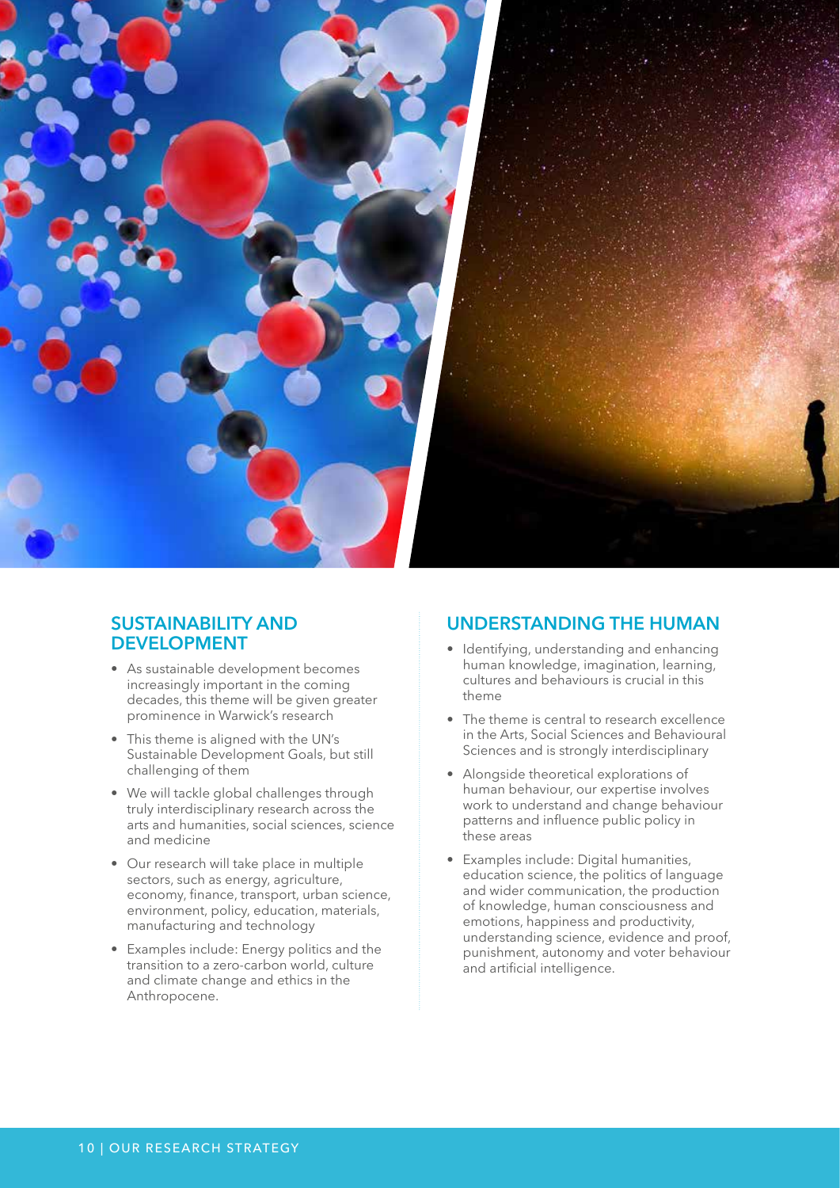## SUSTAINABILITY AND DEVELOPMENT

- As sustainable development becomes increasingly important in the coming decades, this theme will be given greater prominence in Warwick's research
- This theme is aligned with the UN's Sustainable Development Goals, but still challenging of them
- We will tackle global challenges through truly interdisciplinary research across the arts and humanities, social sciences, science and medicine
- Our research will take place in multiple sectors, such as energy, agriculture, economy, finance, transport, urban science, environment, policy, education, materials, manufacturing and technology
- Examples include: Energy politics and the transition to a zero-carbon world, culture and climate change and ethics in the Anthropocene.

## UNDERSTANDING THE HUMAN

- Identifying, understanding and enhancing human knowledge, imagination, learning, cultures and behaviours is crucial in this theme
- The theme is central to research excellence in the Arts, Social Sciences and Behavioural Sciences and is strongly interdisciplinary
- Alongside theoretical explorations of human behaviour, our expertise involves work to understand and change behaviour patterns and influence public policy in these areas
- Examples include: Digital humanities, education science, the politics of language and wider communication, the production of knowledge, human consciousness and emotions, happiness and productivity, understanding science, evidence and proof, punishment, autonomy and voter behaviour and artificial intelligence.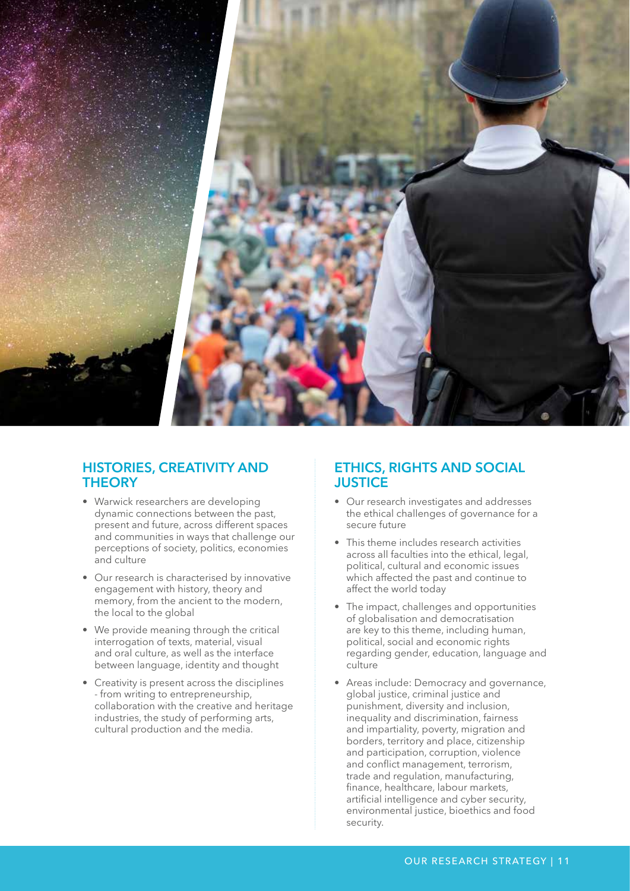## HISTORIES, CREATIVITY AND THEORY

- Warwick researchers are developing dynamic connections between the past, present and future, across different spaces and communities in ways that challenge our perceptions of society, politics, economies and culture
- Our research is characterised by innovative engagement with history, theory and memory, from the ancient to the modern, the local to the global
- We provide meaning through the critical interrogation of texts, material, visual and oral culture, as well as the interface between language, identity and thought
- Creativity is present across the disciplines - from writing to entrepreneurship, collaboration with the creative and heritage industries, the study of performing arts, cultural production and the media.

## ETHICS, RIGHTS AND SOCIAL JUSTICE

- Our research investigates and addresses the ethical challenges of governance for a secure future
- This theme includes research activities across all faculties into the ethical, legal, political, cultural and economic issues which affected the past and continue to affect the world today
- The impact, challenges and opportunities of globalisation and democratisation are key to this theme, including human, political, social and economic rights regarding gender, education, language and culture
- Areas include: Democracy and governance, global justice, criminal justice and punishment, diversity and inclusion, inequality and discrimination, fairness and impartiality, poverty, migration and borders, territory and place, citizenship and participation, corruption, violence and conflict management, terrorism, trade and regulation, manufacturing, finance, healthcare, labour markets, artificial intelligence and cyber security, environmental justice, bioethics and food security.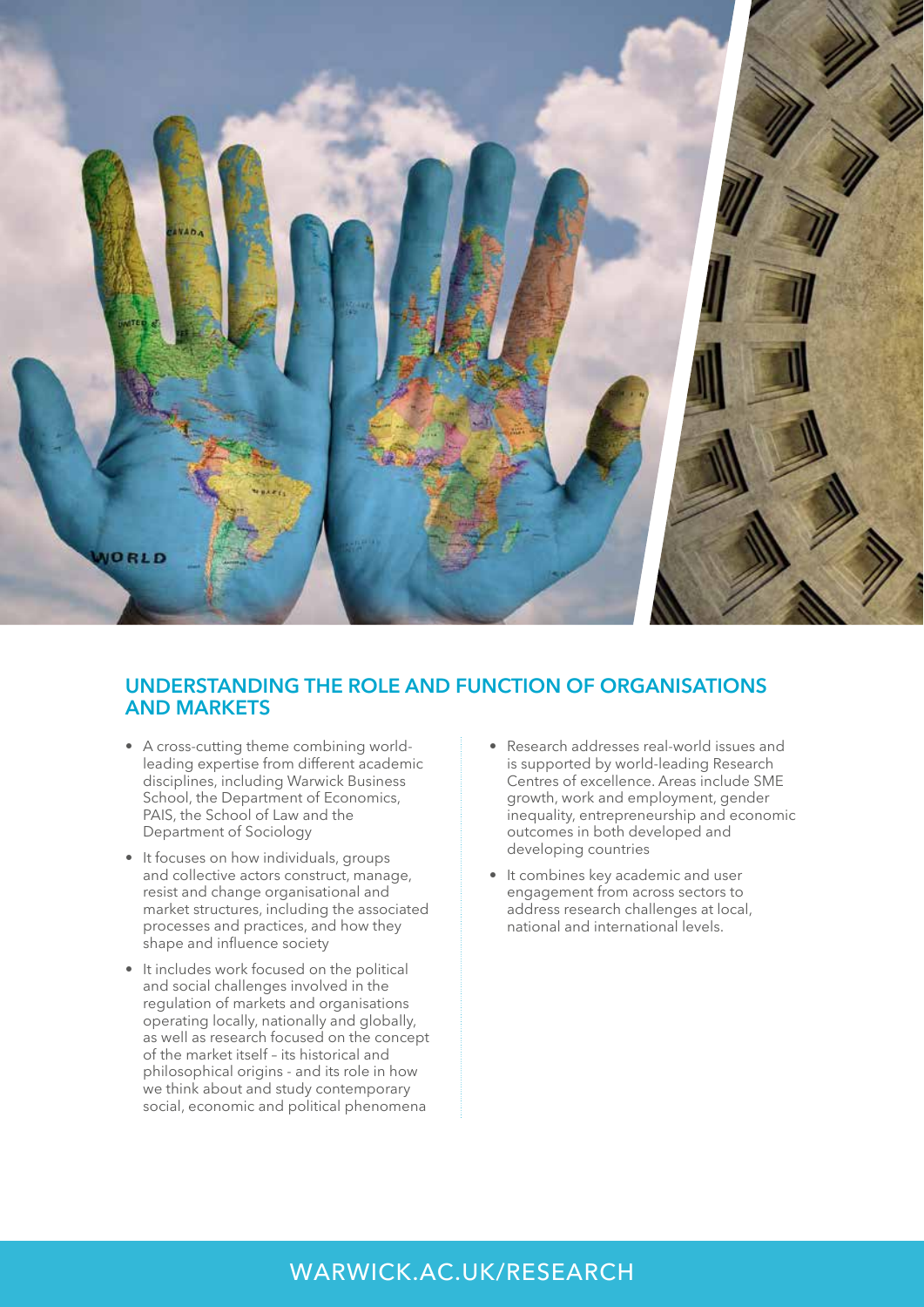## UNDERSTANDING THE ROLE AND FUNCTION OF ORGANISATIONS AND MARKETS

- A cross-cutting theme combining world-leading expertise from different academic disciplines, including Warwick Business School, the Department of Economics, PAIS, the School of Law and the Department of Sociology
- It focuses on how individuals, groups and collective actors construct, manage, resist and change organisational and market structures, including the associated processes and practices, and how they shape and influence society
- It includes work focused on the political and social challenges involved in the regulation of markets and organisations operating locally, nationally and globally, as well as research focused on the concept of the market itself – its historical and philosophical origins - and its role in how we think about and study contemporary social, economic and political phenomena
- Research addresses real-world issues and is supported by world-leading Research Centres of excellence. Areas include SME growth, work and employment, gender inequality, entrepreneurship and economic outcomes in both developed and developing countries
- It combines key academic and user engagement from across sectors to address research challenges at local, national and international levels.

WARWICK.AC.UK/RESEARCH